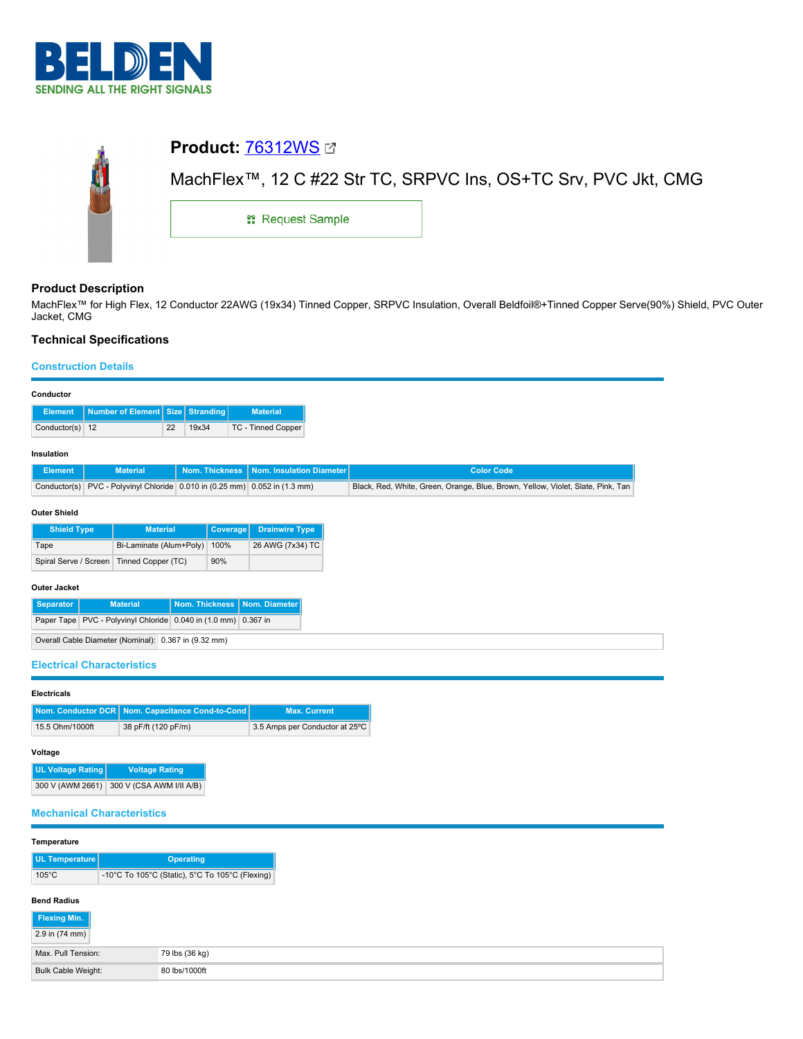# Product: 76312WS

MachFlex™, 12 C #22 Str TC, SRPVC Ins, OS+TC Srv, PVC Jkt, CMG

Request Sample

## Product Description

MachFlex™ for High Flex, 12 Conductor 22AWG (19x34) Tinned Copper, SRPVC Insulation, Overall Beldfoil®+Tinned Copper Serve(90%) Shield, PVC Outer Jacket, CMG

## Technical Specifications

### Construction Details

#### Conductor

| Element | Number of Element | Size | Stranding | Material |
|---|---|---|---|---|
| Conductor(s) | 12 | 22 | 19x34 | TC - Tinned Copper |

#### Insulation

| Element | Material | Nom. Thickness | Nom. Insulation Diameter | Color Code |
|---|---|---|---|---|
| Conductor(s) | PVC - Polyvinyl Chloride | 0.010 in (0.25 mm) | 0.052 in (1.3 mm) | Black, Red, White, Green, Orange, Blue, Brown, Yellow, Violet, Slate, Pink, Tan |

#### Outer Shield

| Shield Type | Material | Coverage | Drainwire Type |
|---|---|---|---|
| Tape | Bi-Laminate (Alum+Poly) | 100% | 26 AWG (7x34) TC |
| Spiral Serve / Screen | Tinned Copper (TC) | 90% | |

#### Outer Jacket

| Separator | Material | Nom. Thickness | Nom. Diameter |
|---|---|---|---|
| Paper Tape | PVC - Polyvinyl Chloride | 0.040 in (1.0 mm) | 0.367 in |

| | |
|---|---|
| Overall Cable Diameter (Nominal): | 0.367 in (9.32 mm) |

### Electrical Characteristics

#### Electricals

| Nom. Conductor DCR | Nom. Capacitance Cond-to-Cond | Max. Current |
|---|---|---|
| 15.5 Ohm/1000ft | 38 pF/ft (120 pF/m) | 3.5 Amps per Conductor at 25ºC |

#### Voltage

| UL Voltage Rating | Voltage Rating |
|---|---|
| 300 V (AWM 2661) | 300 V (CSA AWM I/II A/B) |

### Mechanical Characteristics

#### Temperature

| UL Temperature | Operating |
|---|---|
| 105°C | -10°C To 105°C (Static), 5°C To 105°C (Flexing) |

#### Bend Radius

| Flexing Min. |
|---|
| 2.9 in (74 mm) |

| | |
|---|---|
| Max. Pull Tension: | 79 lbs (36 kg) |
| Bulk Cable Weight: | 80 lbs/1000ft |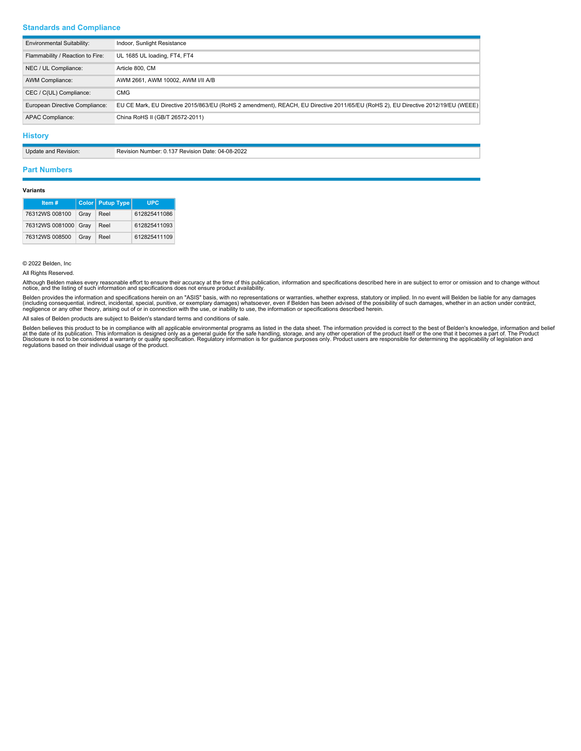## Standards and Compliance

| | |
|---|---|
| Environmental Suitability: | Indoor, Sunlight Resistance |
| Flammability / Reaction to Fire: | UL 1685 UL loading, FT4, FT4 |
| NEC / UL Compliance: | Article 800, CM |
| AWM Compliance: | AWM 2661, AWM 10002, AWM I/II A/B |
| CEC / C(UL) Compliance: | CMG |
| European Directive Compliance: | EU CE Mark, EU Directive 2015/863/EU (RoHS 2 amendment), REACH, EU Directive 2011/65/EU (RoHS 2), EU Directive 2012/19/EU (WEEE) |
| APAC Compliance: | China RoHS II (GB/T 26572-2011) |

## History

| | |
|---|---|
| Update and Revision: | Revision Number: 0.137 Revision Date: 04-08-2022 |

## Part Numbers

**Variants**

| Item # | Color | Putup Type | UPC |
|---|---|---|---|
| 76312WS 008100 | Gray | Reel | 612825411086 |
| 76312WS 0081000 | Gray | Reel | 612825411093 |
| 76312WS 008500 | Gray | Reel | 612825411109 |

© 2022 Belden, Inc

All Rights Reserved.

Although Belden makes every reasonable effort to ensure their accuracy at the time of this publication, information and specifications described here in are subject to error or omission and to change without notice, and the listing of such information and specifications does not ensure product availability.

Belden provides the information and specifications herein on an "ASIS" basis, with no representations or warranties, whether express, statutory or implied. In no event will Belden be liable for any damages (including consequential, indirect, incidental, special, punitive, or exemplary damages) whatsoever, even if Belden has been advised of the possibility of such damages, whether in an action under contract, negligence or any other theory, arising out of or in connection with the use, or inability to use, the information or specifications described herein.

All sales of Belden products are subject to Belden's standard terms and conditions of sale.

Belden believes this product to be in compliance with all applicable environmental programs as listed in the data sheet. The information provided is correct to the best of Belden's knowledge, information and belief at the date of its publication. This information is designed only as a general guide for the safe handling, storage, and any other operation of the product itself or the one that it becomes a part of. The Product Disclosure is not to be considered a warranty or quality specification. Regulatory information is for guidance purposes only. Product users are responsible for determining the applicability of legislation and regulations based on their individual usage of the product.